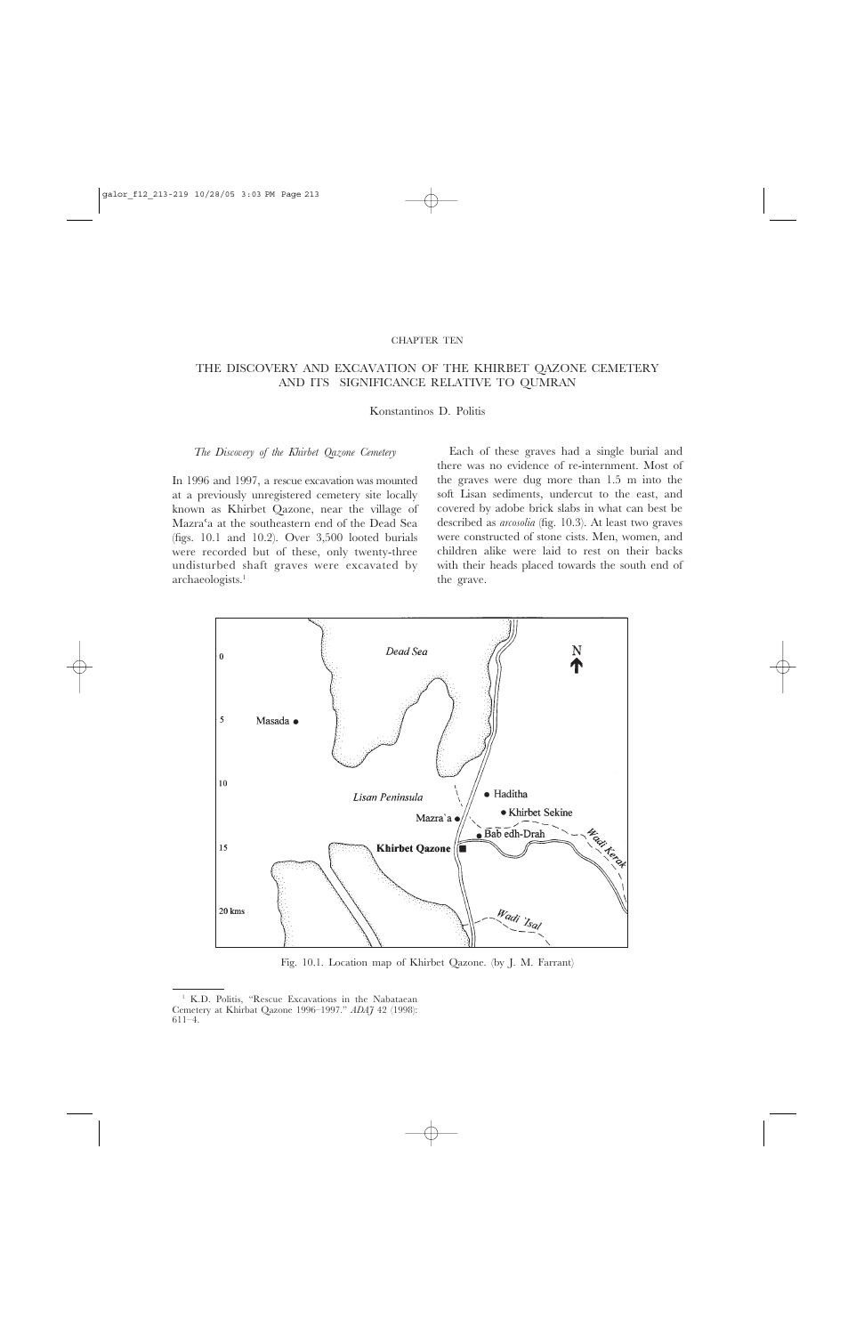CHAPTER TEN

# THE DISCOVERY AND EXCAVATION OF THE KHIRBET QAZONE CEMETERY AND ITS SIGNIFICANCE RELATIVE TO QUMRAN

Konstantinos D. Politis

## *The Discovery of the Khirbet Qazone Cemetery*

In 1996 and 1997, a rescue excavation was mounted at a previously unregistered cemetery site locally known as Khirbet Qazone, near the village of Mazra'a at the southeastern end of the Dead Sea (figs. 10.1 and 10.2). Over 3,500 looted burials were recorded but of these, only twenty-three undisturbed shaft graves were excavated by archaeologists.[1]

Each of these graves had a single burial and there was no evidence of re-internment. Most of the graves were dug more than 1.5 m into the soft Lisan sediments, undercut to the east, and covered by adobe brick slabs in what can best be described as *arcosolia* (fig. 10.3). At least two graves were constructed of stone cists. Men, women, and children alike were laid to rest on their backs with their heads placed towards the south end of the grave.

Fig. 10.1. Location map of Khirbet Qazone. (by J. M. Farrant)

[1] K.D. Politis, "Rescue Excavations in the Nabataean Cemetery at Khirbat Qazone 1996–1997." *ADAJ* 42 (1998): 611–4.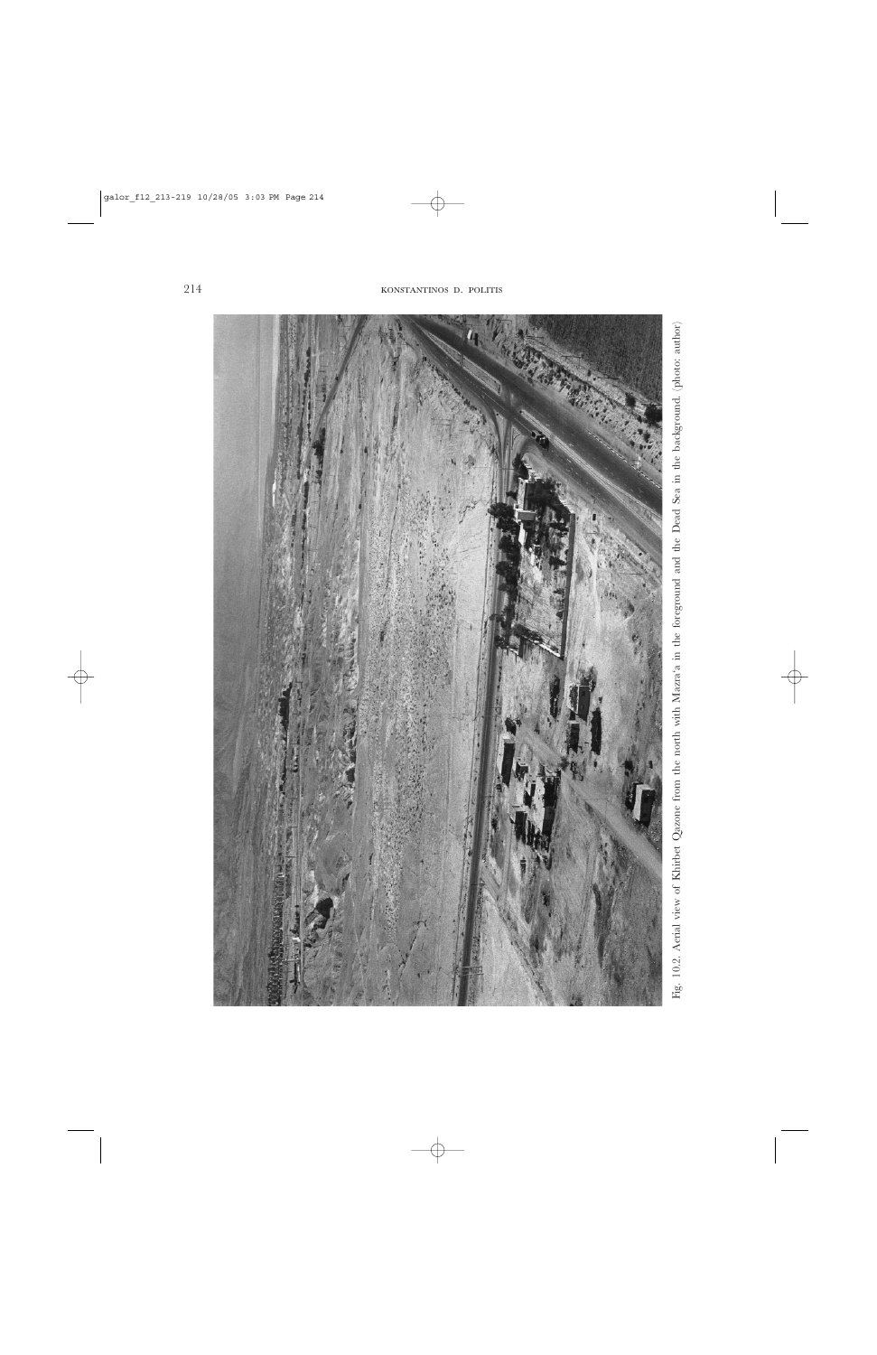Fig. 10.2. Aerial view of Khirbet Qazone from the north with Mazra'a in the foreground and the Dead Sea in the background. (photo: author)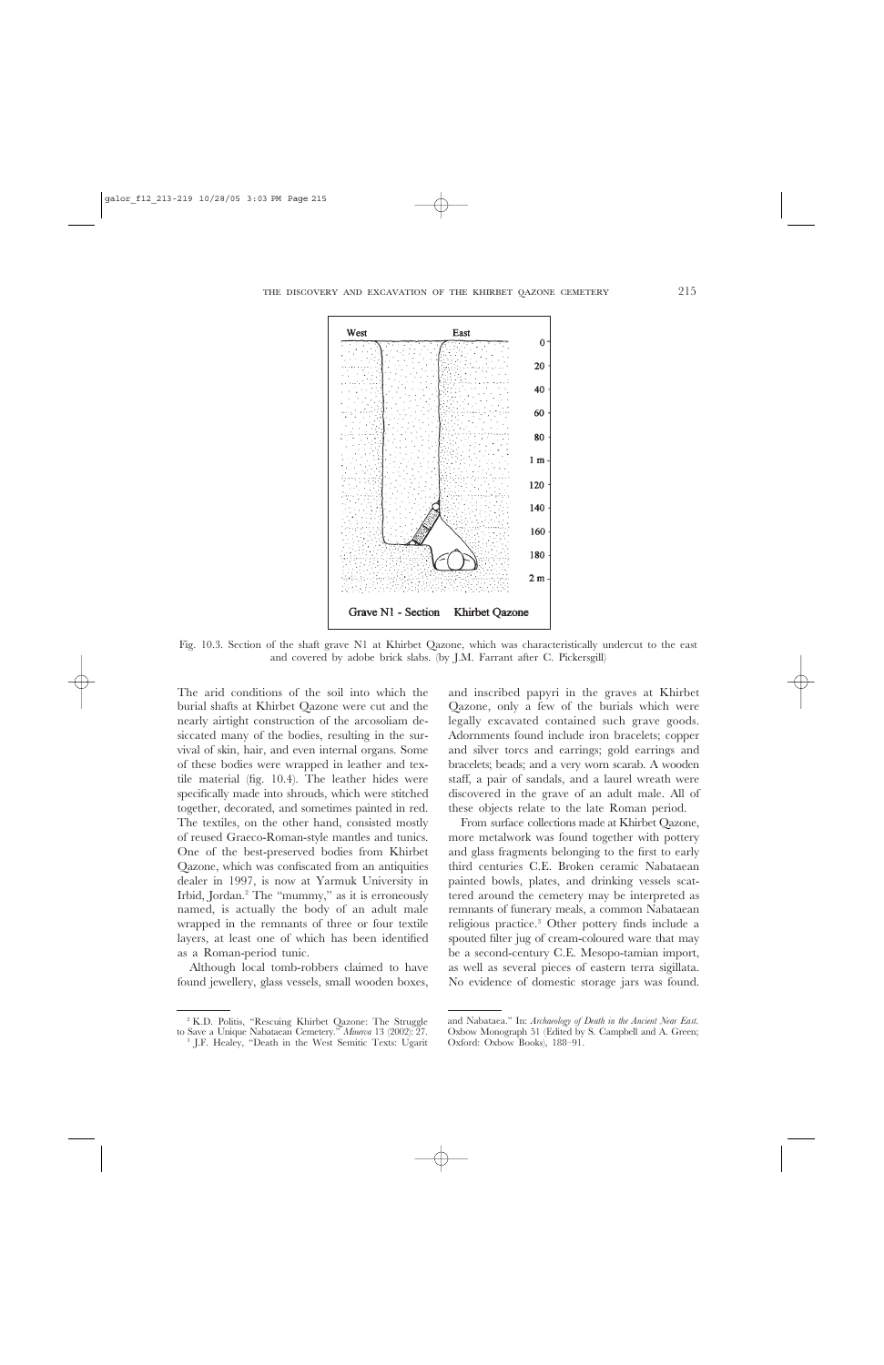Fig. 10.3. Section of the shaft grave N1 at Khirbet Qazone, which was characteristically undercut to the east and covered by adobe brick slabs. (by J.M. Farrant after C. Pickersgill)

The arid conditions of the soil into which the burial shafts at Khirbet Qazone were cut and the nearly airtight construction of the arcosoliam desiccated many of the bodies, resulting in the survival of skin, hair, and even internal organs. Some of these bodies were wrapped in leather and textile material (fig. 10.4). The leather hides were specifically made into shrouds, which were stitched together, decorated, and sometimes painted in red. The textiles, on the other hand, consisted mostly of reused Graeco-Roman-style mantles and tunics. One of the best-preserved bodies from Khirbet Qazone, which was confiscated from an antiquities dealer in 1997, is now at Yarmuk University in Irbid, Jordan.[2] The "mummy," as it is erroneously named, is actually the body of an adult male wrapped in the remnants of three or four textile layers, at least one of which has been identified as a Roman-period tunic.

Although local tomb-robbers claimed to have found jewellery, glass vessels, small wooden boxes, and inscribed papyri in the graves at Khirbet Qazone, only a few of the burials which were legally excavated contained such grave goods. Adornments found include iron bracelets; copper and silver torcs and earrings; gold earrings and bracelets; beads; and a very worn scarab. A wooden staff, a pair of sandals, and a laurel wreath were discovered in the grave of an adult male. All of these objects relate to the late Roman period.

From surface collections made at Khirbet Qazone, more metalwork was found together with pottery and glass fragments belonging to the first to early third centuries C.E. Broken ceramic Nabataean painted bowls, plates, and drinking vessels scattered around the cemetery may be interpreted as remnants of funerary meals, a common Nabataean religious practice.[3] Other pottery finds include a spouted filter jug of cream-coloured ware that may be a second-century C.E. Mesopo-tamian import, as well as several pieces of eastern terra sigillata. No evidence of domestic storage jars was found.

---

[2] K.D. Politis, "Rescuing Khirbet Qazone: The Struggle to Save a Unique Nabataean Cemetery." *Minerva* 13 (2002): 27.

[3] J.F. Healey, "Death in the West Semitic Texts: Ugarit and Nabataea." In: *Archaeology of Death in the Ancient Near East*. Oxbow Monograph 51 (Edited by S. Campbell and A. Green; Oxford: Oxbow Books), 188–91.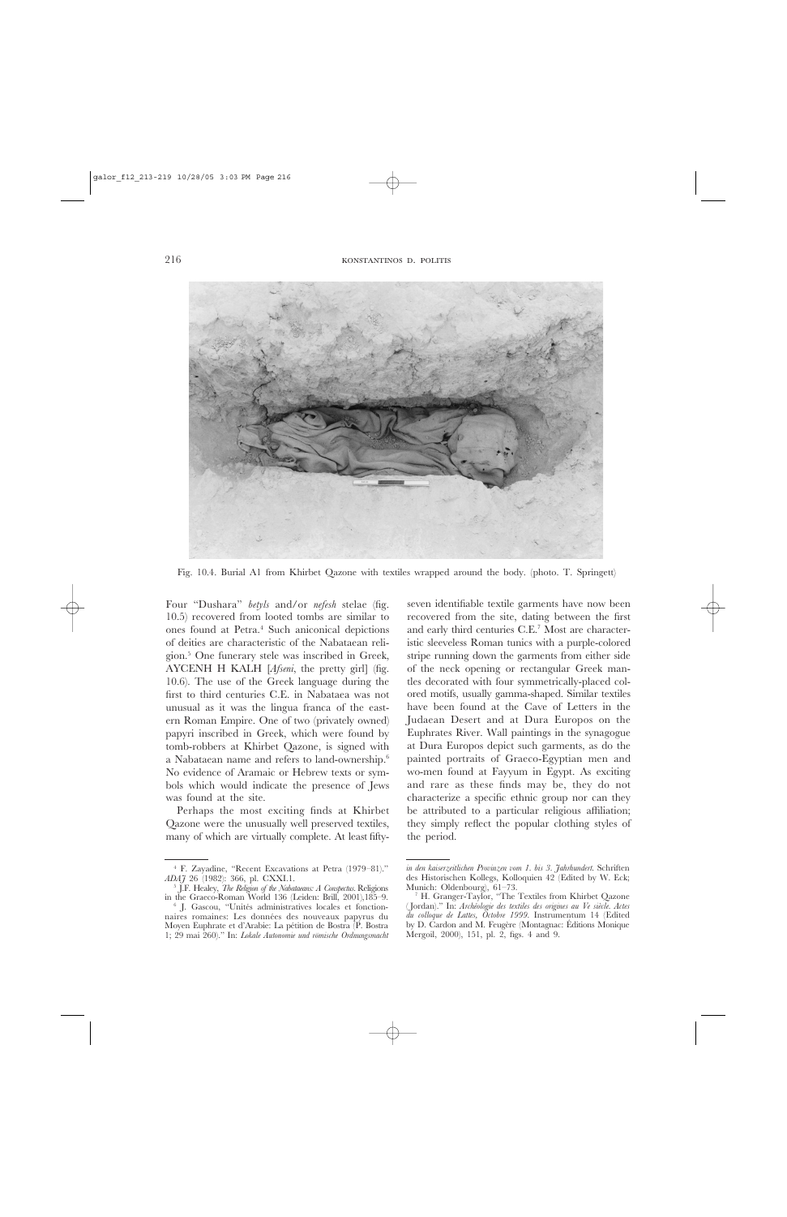Fig. 10.4. Burial A1 from Khirbet Qazone with textiles wrapped around the body. (photo. T. Springett)

Four "Dushara" *betyls* and/or *nefesh* stelae (fig. 10.5) recovered from looted tombs are similar to ones found at Petra.[4] Such aniconical depictions of deities are characteristic of the Nabataean religion.[5] One funerary stele was inscribed in Greek, AYCENH H KALH [*Afseni*, the pretty girl] (fig. 10.6). The use of the Greek language during the first to third centuries C.E. in Nabataea was not unusual as it was the lingua franca of the eastern Roman Empire. One of two (privately owned) papyri inscribed in Greek, which were found by tomb-robbers at Khirbet Qazone, is signed with a Nabataean name and refers to land-ownership.[6] No evidence of Aramaic or Hebrew texts or symbols which would indicate the presence of Jews was found at the site.

Perhaps the most exciting finds at Khirbet Qazone were the unusually well preserved textiles, many of which are virtually complete. At least fifty-seven identifiable textile garments have now been recovered from the site, dating between the first and early third centuries C.E.[7] Most are characteristic sleeveless Roman tunics with a purple-colored stripe running down the garments from either side of the neck opening or rectangular Greek mantles decorated with four symmetrically-placed colored motifs, usually gamma-shaped. Similar textiles have been found at the Cave of Letters in the Judaean Desert and at Dura Europos on the Euphrates River. Wall paintings in the synagogue at Dura Europos depict such garments, as do the painted portraits of Graeco-Egyptian men and wo-men found at Fayyum in Egypt. As exciting and rare as these finds may be, they do not characterize a specific ethnic group nor can they be attributed to a particular religious affiliation; they simply reflect the popular clothing styles of the period.

---

[4] F. Zayadine, "Recent Excavations at Petra (1979–81)." *ADAJ* 26 (1982): 366, pl. CXXI.1.

[5] J.F. Healey, *The Religion of the Nabataeans: A Conspectus*. Religions in the Graeco-Roman World 136 (Leiden: Brill, 2001),185–9.

[6] J. Gascou, "Unités administratives locales et fonctionnaires romaines: Les données des nouveaux papyrus du Moyen Euphrate et d'Arabie: La pétition de Bostra (P. Bostra 1; 29 mai 260)." In: *Lokale Autonomie und römische Ordnungsmacht in den kaiserzeitlichen Provinzen vom 1. bis 3. Jahrhundert*. Schriften des Historischen Kollegs, Kolloquien 42 (Edited by W. Eck; Munich: Oldenbourg), 61–73.

[7] H. Granger-Taylor, "The Textiles from Khirbet Qazone (Jordan)." In: *Archéologie des textiles des origines au Ve siècle. Actes du colloque de Lattes, Octobre 1999*. Instrumentum 14 (Edited by D. Cardon and M. Feugère (Montagnac: Éditions Monique Mergoil, 2000), 151, pl. 2, figs. 4 and 9.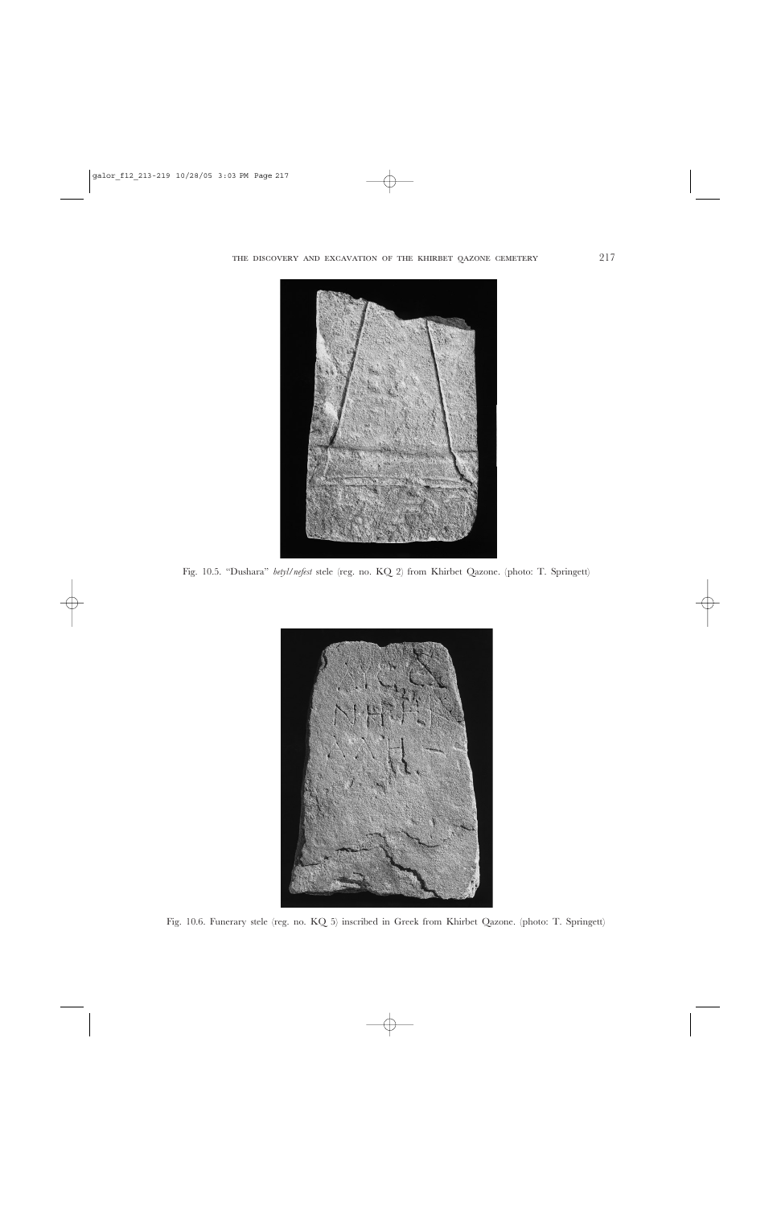Fig. 10.5. "Dushara" *betyl/nefest* stele (reg. no. KQ 2) from Khirbet Qazone. (photo: T. Springett)

Fig. 10.6. Funerary stele (reg. no. KQ 5) inscribed in Greek from Khirbet Qazone. (photo: T. Springett)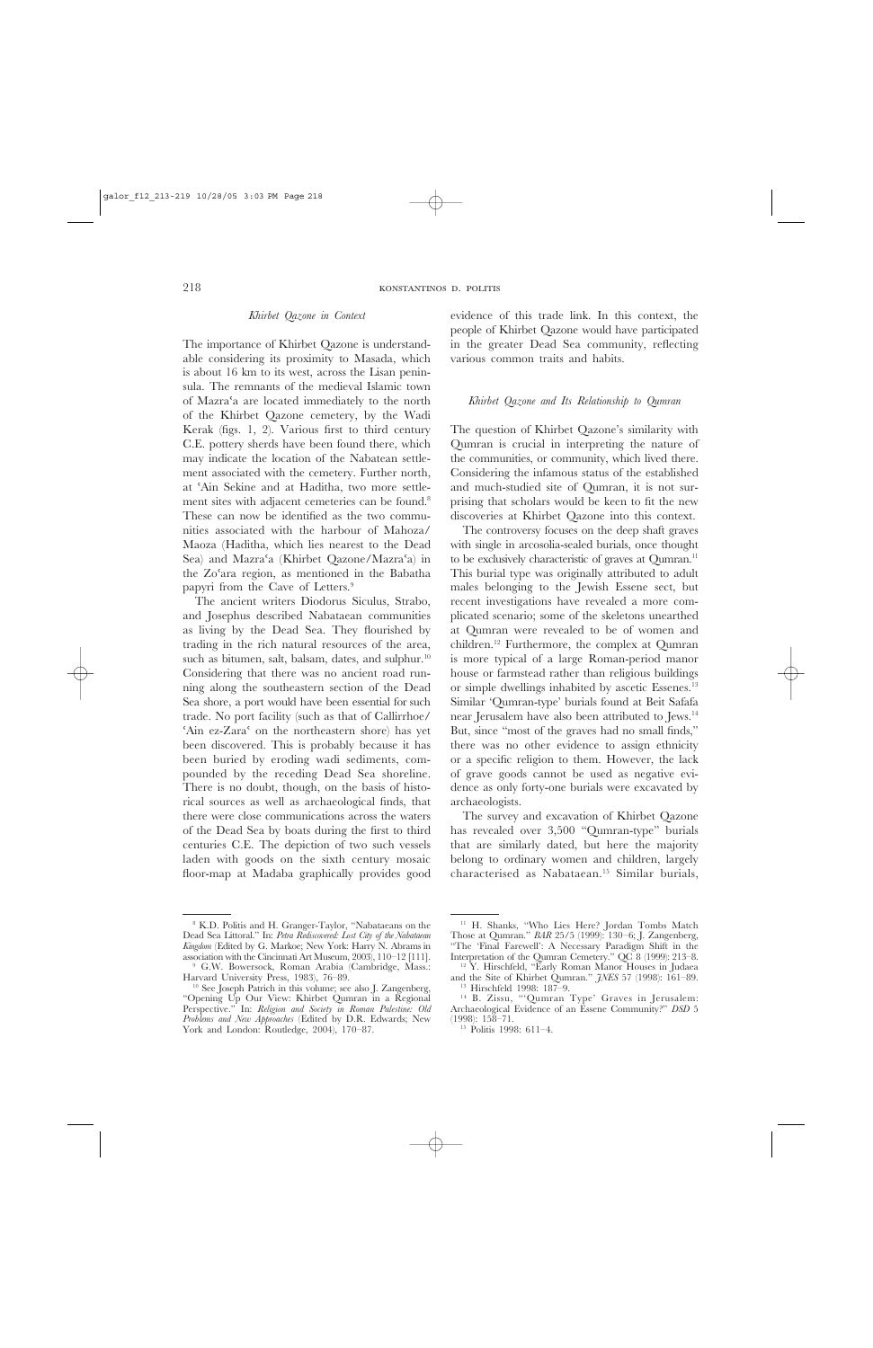*Khirbet Qazone in Context*

The importance of Khirbet Qazone is understandable considering its proximity to Masada, which is about 16 km to its west, across the Lisan peninsula. The remnants of the medieval Islamic town of Mazraʿa are located immediately to the north of the Khirbet Qazone cemetery, by the Wadi Kerak (figs. 1, 2). Various first to third century C.E. pottery sherds have been found there, which may indicate the location of the Nabatean settlement associated with the cemetery. Further north, at ʿAin Sekine and at Haditha, two more settlement sites with adjacent cemeteries can be found.[8] These can now be identified as the two communities associated with the harbour of Mahoza/Maoza (Haditha, which lies nearest to the Dead Sea) and Mazraʿa (Khirbet Qazone/Mazraʿa) in the Zoʿara region, as mentioned in the Babatha papyri from the Cave of Letters.[9]

The ancient writers Diodorus Siculus, Strabo, and Josephus described Nabataean communities as living by the Dead Sea. They flourished by trading in the rich natural resources of the area, such as bitumen, salt, balsam, dates, and sulphur.[10] Considering that there was no ancient road running along the southeastern section of the Dead Sea shore, a port would have been essential for such trade. No port facility (such as that of Callirrhoe/ʿAin ez-Zaraʿ on the northeastern shore) has yet been discovered. This is probably because it has been buried by eroding wadi sediments, compounded by the receding Dead Sea shoreline. There is no doubt, though, on the basis of historical sources as well as archaeological finds, that there were close communications across the waters of the Dead Sea by boats during the first to third centuries C.E. The depiction of two such vessels laden with goods on the sixth century mosaic floor-map at Madaba graphically provides good evidence of this trade link. In this context, the people of Khirbet Qazone would have participated in the greater Dead Sea community, reflecting various common traits and habits.

*Khirbet Qazone and Its Relationship to Qumran*

The question of Khirbet Qazone's similarity with Qumran is crucial in interpreting the nature of the communities, or community, which lived there. Considering the infamous status of the established and much-studied site of Qumran, it is not surprising that scholars would be keen to fit the new discoveries at Khirbet Qazone into this context.

The controversy focuses on the deep shaft graves with single in arcosolia-sealed burials, once thought to be exclusively characteristic of graves at Qumran.[11] This burial type was originally attributed to adult males belonging to the Jewish Essene sect, but recent investigations have revealed a more complicated scenario; some of the skeletons unearthed at Qumran were revealed to be of women and children.[12] Furthermore, the complex at Qumran is more typical of a large Roman-period manor house or farmstead rather than religious buildings or simple dwellings inhabited by ascetic Essenes.[13] Similar 'Qumran-type' burials found at Beit Safafa near Jerusalem have also been attributed to Jews.[14] But, since "most of the graves had no small finds," there was no other evidence to assign ethnicity or a specific religion to them. However, the lack of grave goods cannot be used as negative evidence as only forty-one burials were excavated by archaeologists.

The survey and excavation of Khirbet Qazone has revealed over 3,500 "Qumran-type" burials that are similarly dated, but here the majority belong to ordinary women and children, largely characterised as Nabataean.[15] Similar burials,

---

[8] K.D. Politis and H. Granger-Taylor, "Nabataeans on the Dead Sea Littoral." In: *Petra Rediscovered: Lost City of the Nabataean Kingdom* (Edited by G. Markoe; New York: Harry N. Abrams in association with the Cincinnati Art Museum, 2003), 110–12 [111].

[9] G.W. Bowersock, Roman Arabia (Cambridge, Mass.: Harvard University Press, 1983), 76–89.

[10] See Joseph Patrich in this volume; see also J. Zangenberg, "Opening Up Our View: Khirbet Qumran in a Regional Perspective." In: *Religion and Society in Roman Palestine: Old Problems and New Approaches* (Edited by D.R. Edwards; New York and London: Routledge, 2004), 170–87.

[11] H. Shanks, "Who Lies Here? Jordan Tombs Match Those at Qumran." *BAR* 25/5 (1999): 130–6; J. Zangenberg, "The 'Final Farewell': A Necessary Paradigm Shift in the Interpretation of the Qumran Cemetery." *QC* 8 (1999): 213–8.

[12] Y. Hirschfeld, "Early Roman Manor Houses in Judaea and the Site of Khirbet Qumran." *JNES* 57 (1998): 161–89.

[13] Hirschfeld 1998: 187–9.

[14] B. Zissu, "'Qumran Type' Graves in Jerusalem: Archaeological Evidence of an Essene Community?" *DSD* 5 (1998): 158–71.

[15] Politis 1998: 611–4.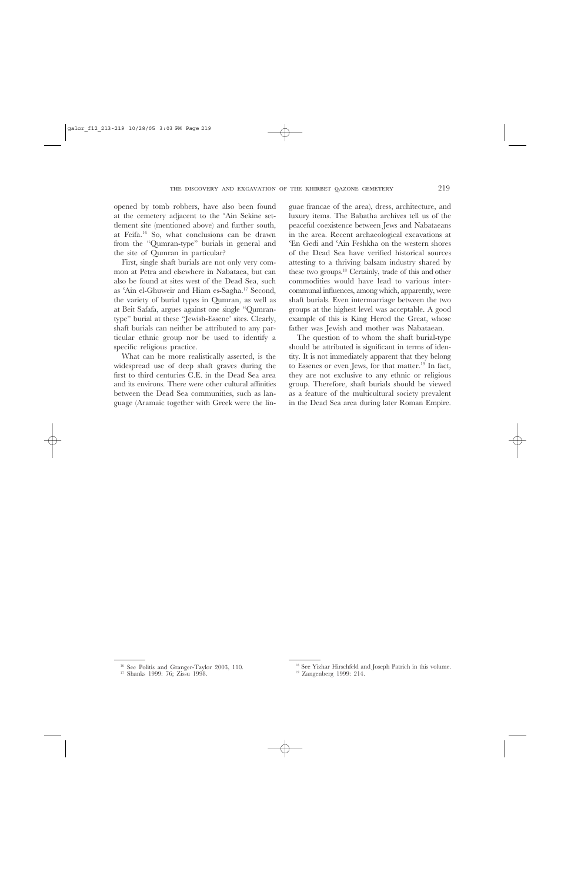opened by tomb robbers, have also been found at the cemetery adjacent to the 'Ain Sekine settlement site (mentioned above) and further south, at Feifa.[16] So, what conclusions can be drawn from the "Qumran-type" burials in general and the site of Qumran in particular?

First, single shaft burials are not only very common at Petra and elsewhere in Nabataea, but can also be found at sites west of the Dead Sea, such as 'Ain el-Ghuweir and Hiam es-Sagha.[17] Second, the variety of burial types in Qumran, as well as at Beit Safafa, argues against one single "Qumran-type" burial at these "Jewish-Essene' sites. Clearly, shaft burials can neither be attributed to any particular ethnic group nor be used to identify a specific religious practice.

What can be more realistically asserted, is the widespread use of deep shaft graves during the first to third centuries C.E. in the Dead Sea area and its environs. There were other cultural affinities between the Dead Sea communities, such as language (Aramaic together with Greek were the linguae francae of the area), dress, architecture, and luxury items. The Babatha archives tell us of the peaceful coexistence between Jews and Nabataeans in the area. Recent archaeological excavations at 'En Gedi and 'Ain Feshkha on the western shores of the Dead Sea have verified historical sources attesting to a thriving balsam industry shared by these two groups.[18] Certainly, trade of this and other commodities would have lead to various intercommunal influences, among which, apparently, were shaft burials. Even intermarriage between the two groups at the highest level was acceptable. A good example of this is King Herod the Great, whose father was Jewish and mother was Nabataean.

The question of to whom the shaft burial-type should be attributed is significant in terms of identity. It is not immediately apparent that they belong to Essenes or even Jews, for that matter.[19] In fact, they are not exclusive to any ethnic or religious group. Therefore, shaft burials should be viewed as a feature of the multicultural society prevalent in the Dead Sea area during later Roman Empire.

---

[16] See Politis and Granger-Taylor 2003, 110.

[17] Shanks 1999: 76; Zissu 1998.

[18] See Yizhar Hirschfeld and Joseph Patrich in this volume.

[19] Zangenberg 1999: 214.